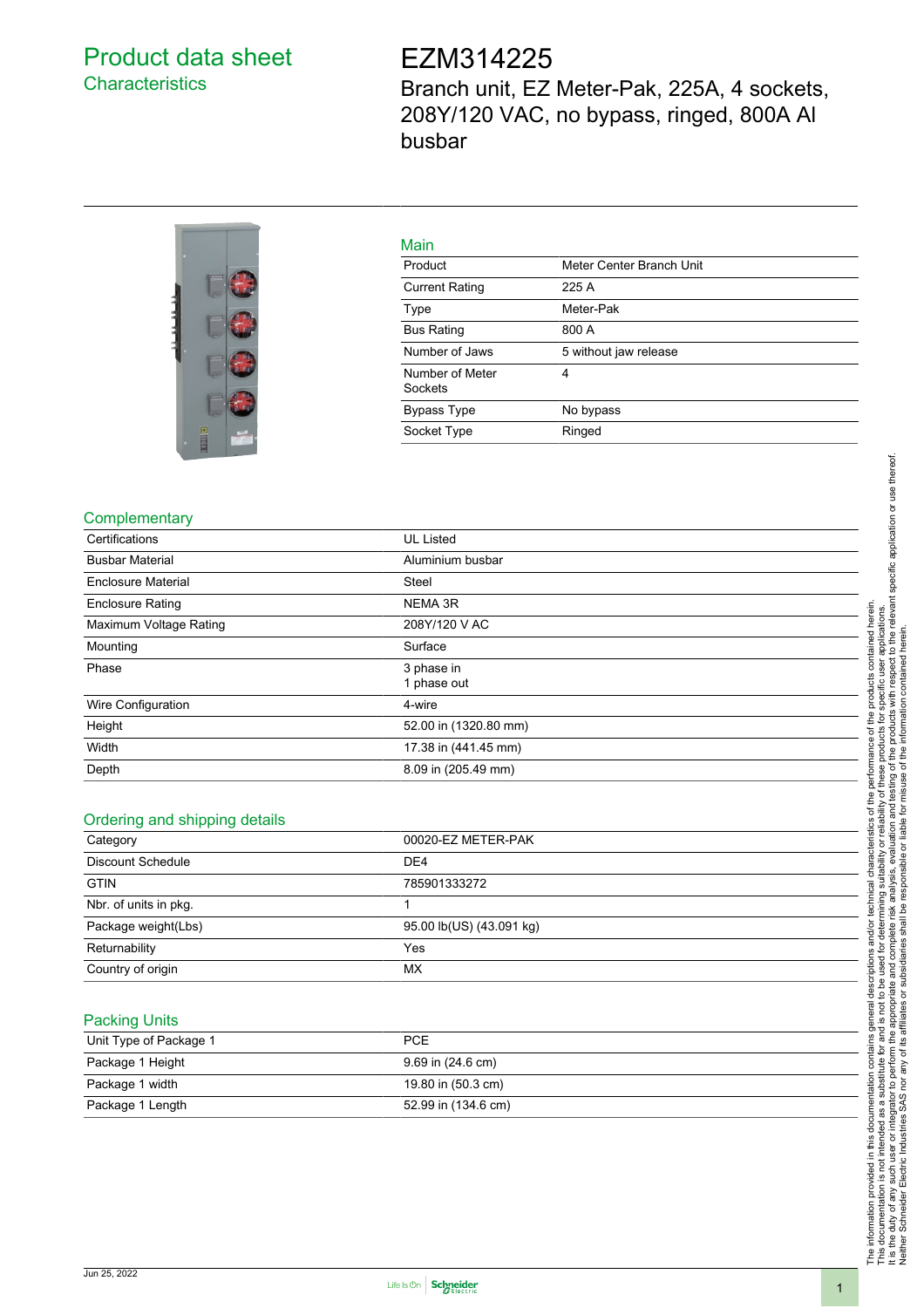# Product data sheet
## Characteristics

# EZM314225
Branch unit, EZ Meter-Pak, 225A, 4 sockets, 208Y/120 VAC, no bypass, ringed, 800A Al busbar

## Main

| | |
|---|---|
| Product | Meter Center Branch Unit |
| Current Rating | 225 A |
| Type | Meter-Pak |
| Bus Rating | 800 A |
| Number of Jaws | 5 without jaw release |
| Number of Meter Sockets | 4 |
| Bypass Type | No bypass |
| Socket Type | Ringed |

## Complementary

| | |
|---|---|
| Certifications | UL Listed |
| Busbar Material | Aluminium busbar |
| Enclosure Material | Steel |
| Enclosure Rating | NEMA 3R |
| Maximum Voltage Rating | 208Y/120 V AC |
| Mounting | Surface |
| Phase | 3 phase in<br>1 phase out |
| Wire Configuration | 4-wire |
| Height | 52.00 in (1320.80 mm) |
| Width | 17.38 in (441.45 mm) |
| Depth | 8.09 in (205.49 mm) |

## Ordering and shipping details

| | |
|---|---|
| Category | 00020-EZ METER-PAK |
| Discount Schedule | DE4 |
| GTIN | 785901333272 |
| Nbr. of units in pkg. | 1 |
| Package weight(Lbs) | 95.00 lb(US) (43.091 kg) |
| Returnability | Yes |
| Country of origin | MX |

## Packing Units

| | |
|---|---|
| Unit Type of Package 1 | PCE |
| Package 1 Height | 9.69 in (24.6 cm) |
| Package 1 width | 19.80 in (50.3 cm) |
| Package 1 Length | 52.99 in (134.6 cm) |

The information provided in this documentation contains general descriptions and/or technical characteristics of the performance of the products contained herein.
This documentation is not intended as a substitute for and is not to be used for determining suitability or reliability of these products for specific user applications.
It is the duty of any such user or integrator to perform the appropriate and complete risk analysis, evaluation and testing of the products with respect to the relevant specific application or use thereof.
Neither Schneider Electric Industries SAS nor any of its affiliates or subsidiaries shall be responsible or liable for misuse of the information contained herein.

Jun 25, 2022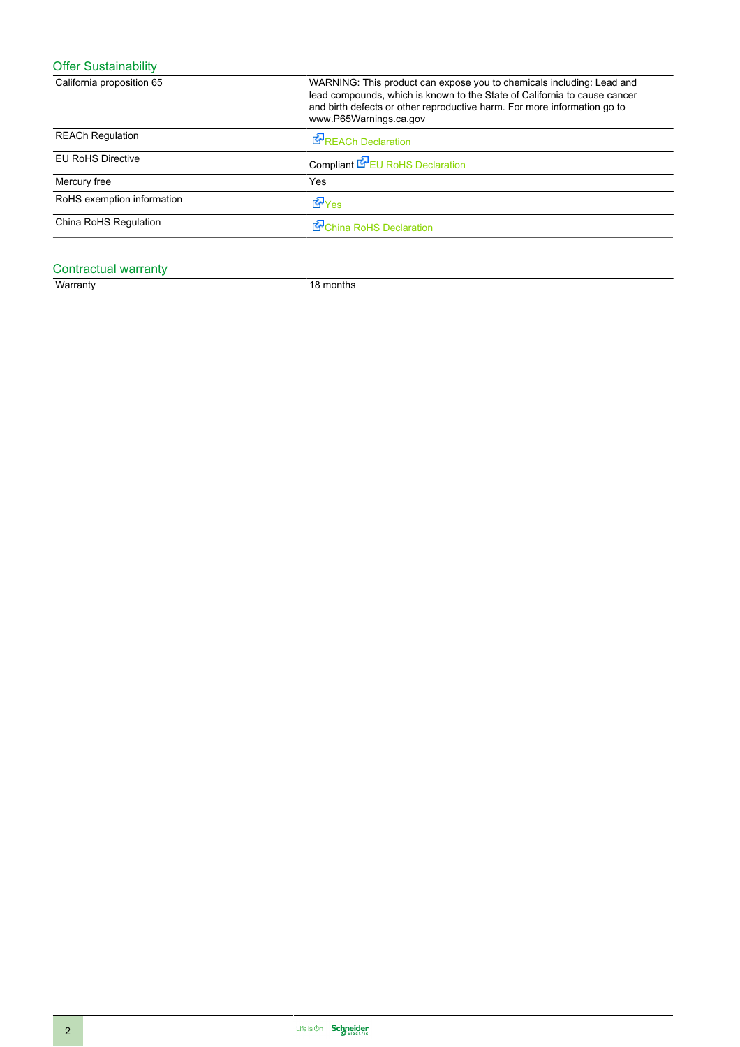## Offer Sustainability

| | |
|---|---|
| California proposition 65 | WARNING: This product can expose you to chemicals including: Lead and lead compounds, which is known to the State of California to cause cancer and birth defects or other reproductive harm. For more information go to www.P65Warnings.ca.gov |
| REACh Regulation | REACh Declaration |
| EU RoHS Directive | Compliant EU RoHS Declaration |
| Mercury free | Yes |
| RoHS exemption information | Yes |
| China RoHS Regulation | China RoHS Declaration |

## Contractual warranty

| | |
|---|---|
| Warranty | 18 months |